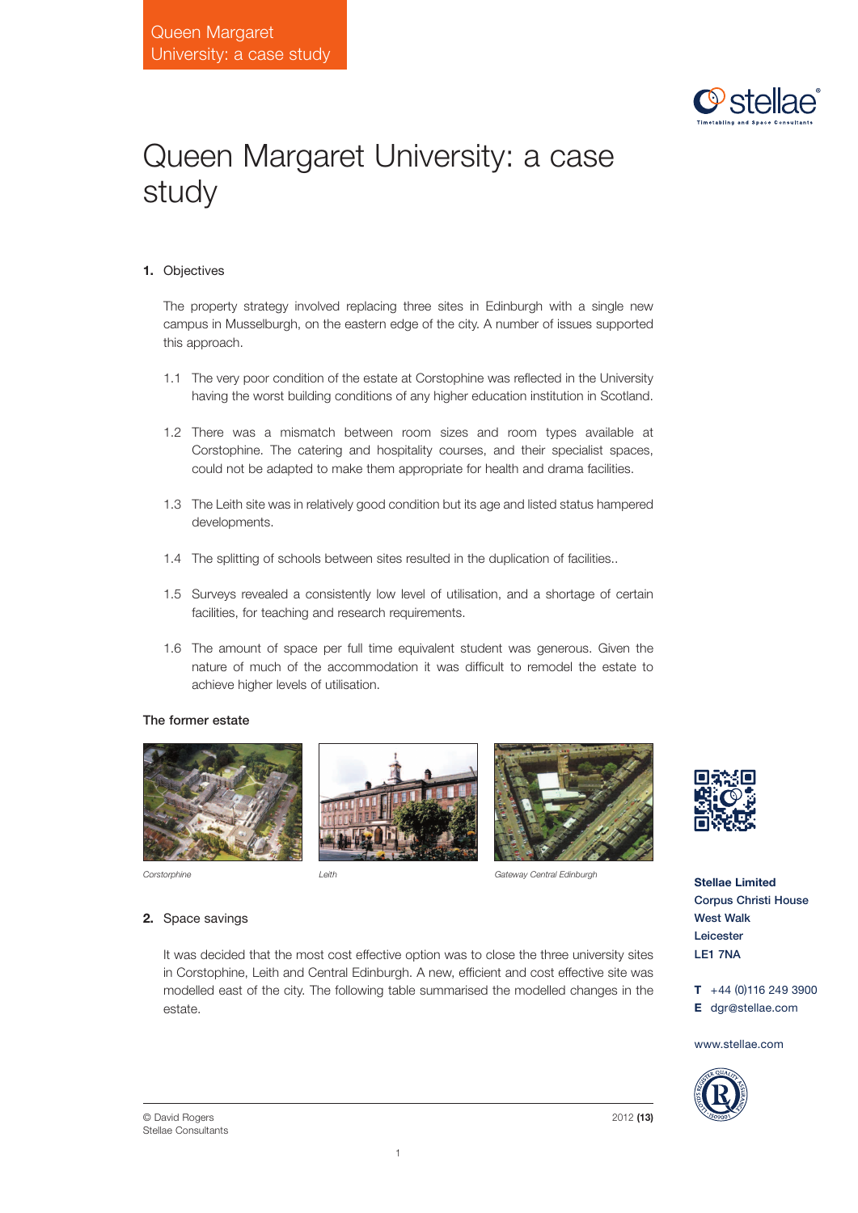# Queen Margaret University: a case study

**1.** Objectives

The property strategy involved replacing three sites in Edinburgh with a single new campus in Musselburgh, on the eastern edge of the city. A number of issues supported this approach.

1.1 The very poor condition of the estate at Corstophine was reflected in the University having the worst building conditions of any higher education institution in Scotland.

1.2 There was a mismatch between room sizes and room types available at Corstophine. The catering and hospitality courses, and their specialist spaces, could not be adapted to make them appropriate for health and drama facilities.

1.3 The Leith site was in relatively good condition but its age and listed status hampered developments.

1.4 The splitting of schools between sites resulted in the duplication of facilities..

1.5 Surveys revealed a consistently low level of utilisation, and a shortage of certain facilities, for teaching and research requirements.

1.6 The amount of space per full time equivalent student was generous. Given the nature of much of the accommodation it was difficult to remodel the estate to achieve higher levels of utilisation.

**The former estate**

*Corstorphine* *Leith* *Gateway Central Edinburgh*

**2.** Space savings

It was decided that the most cost effective option was to close the three university sites in Corstophine, Leith and Central Edinburgh. A new, efficient and cost effective site was modelled east of the city. The following table summarised the modelled changes in the estate.

**Stellae Limited**
**Corpus Christi House**
**West Walk**
**Leicester**
**LE1 7NA**

**T** +44 (0)116 249 3900
**E** dgr@stellae.com

www.stellae.com

© David Rogers
Stellae Consultants

2012 **(13)**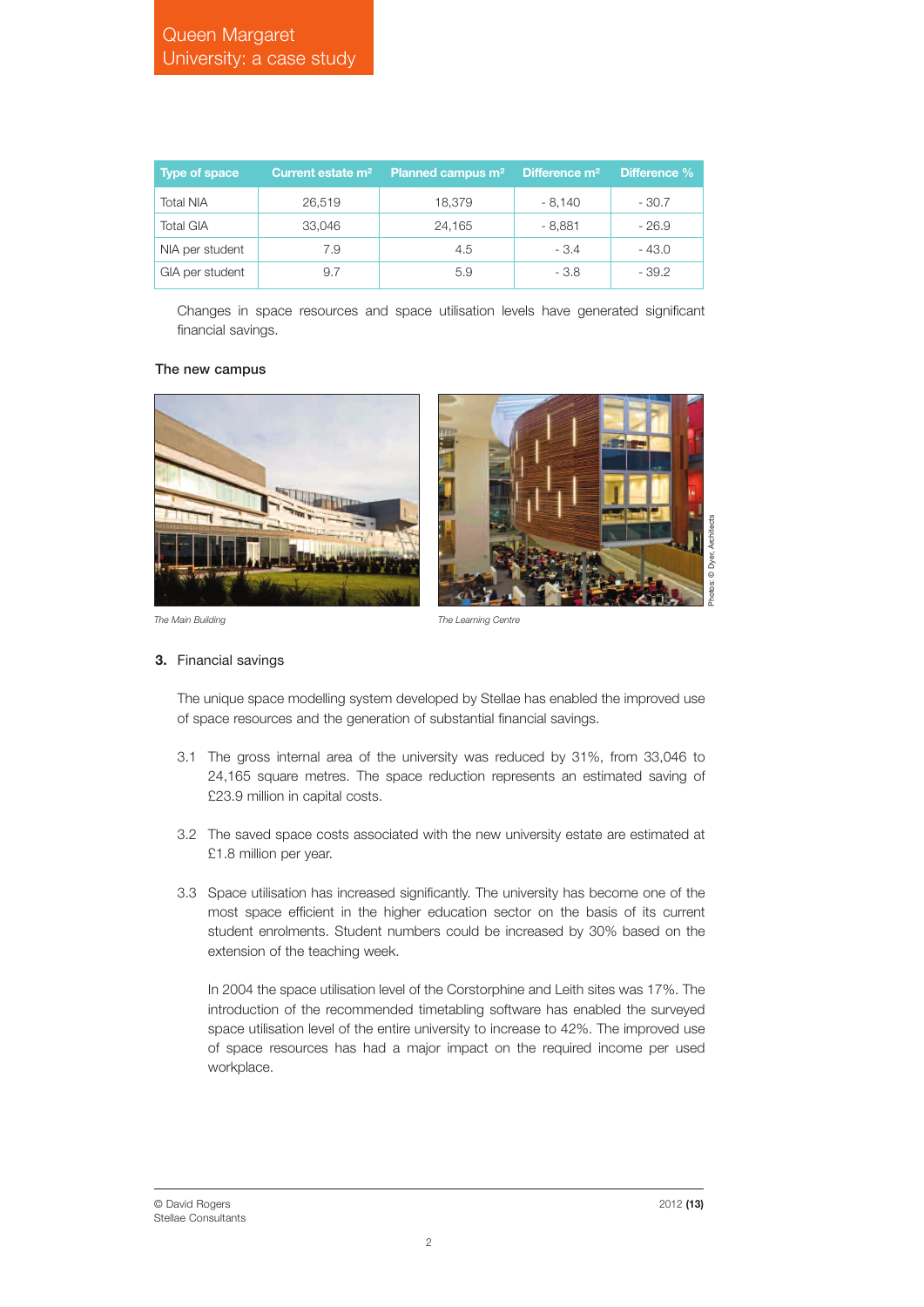| Type of space | Current estate m² | Planned campus m² | Difference m² | Difference % |
|---|---|---|---|---|
| Total NIA | 26,519 | 18,379 | - 8,140 | - 30.7 |
| Total GIA | 33,046 | 24,165 | - 8,881 | - 26.9 |
| NIA per student | 7.9 | 4.5 | - 3.4 | - 43.0 |
| GIA per student | 9.7 | 5.9 | - 3.8 | - 39.2 |

Changes in space resources and space utilisation levels have generated significant financial savings.

### The new campus

*The Main Building*

*The Learning Centre*

Photos: © Dyer, Architects

## 3. Financial savings

The unique space modelling system developed by Stellae has enabled the improved use of space resources and the generation of substantial financial savings.

3.1 The gross internal area of the university was reduced by 31%, from 33,046 to 24,165 square metres. The space reduction represents an estimated saving of £23.9 million in capital costs.

3.2 The saved space costs associated with the new university estate are estimated at £1.8 million per year.

3.3 Space utilisation has increased significantly. The university has become one of the most space efficient in the higher education sector on the basis of its current student enrolments. Student numbers could be increased by 30% based on the extension of the teaching week.

In 2004 the space utilisation level of the Corstorphine and Leith sites was 17%. The introduction of the recommended timetabling software has enabled the surveyed space utilisation level of the entire university to increase to 42%. The improved use of space resources has had a major impact on the required income per used workplace.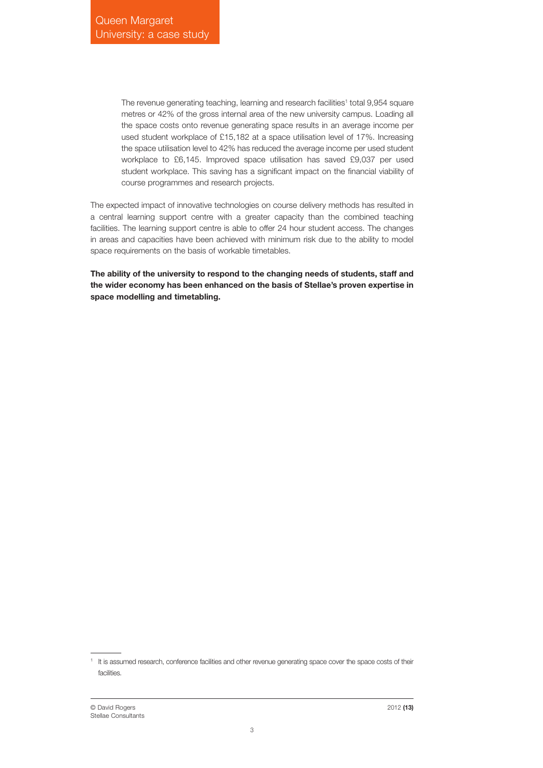The revenue generating teaching, learning and research facilities[1] total 9,954 square metres or 42% of the gross internal area of the new university campus. Loading all the space costs onto revenue generating space results in an average income per used student workplace of £15,182 at a space utilisation level of 17%. Increasing the space utilisation level to 42% has reduced the average income per used student workplace to £6,145. Improved space utilisation has saved £9,037 per used student workplace. This saving has a significant impact on the financial viability of course programmes and research projects.

The expected impact of innovative technologies on course delivery methods has resulted in a central learning support centre with a greater capacity than the combined teaching facilities. The learning support centre is able to offer 24 hour student access. The changes in areas and capacities have been achieved with minimum risk due to the ability to model space requirements on the basis of workable timetables.

**The ability of the university to respond to the changing needs of students, staff and the wider economy has been enhanced on the basis of Stellae's proven expertise in space modelling and timetabling.**

---

[1] It is assumed research, conference facilities and other revenue generating space cover the space costs of their facilities.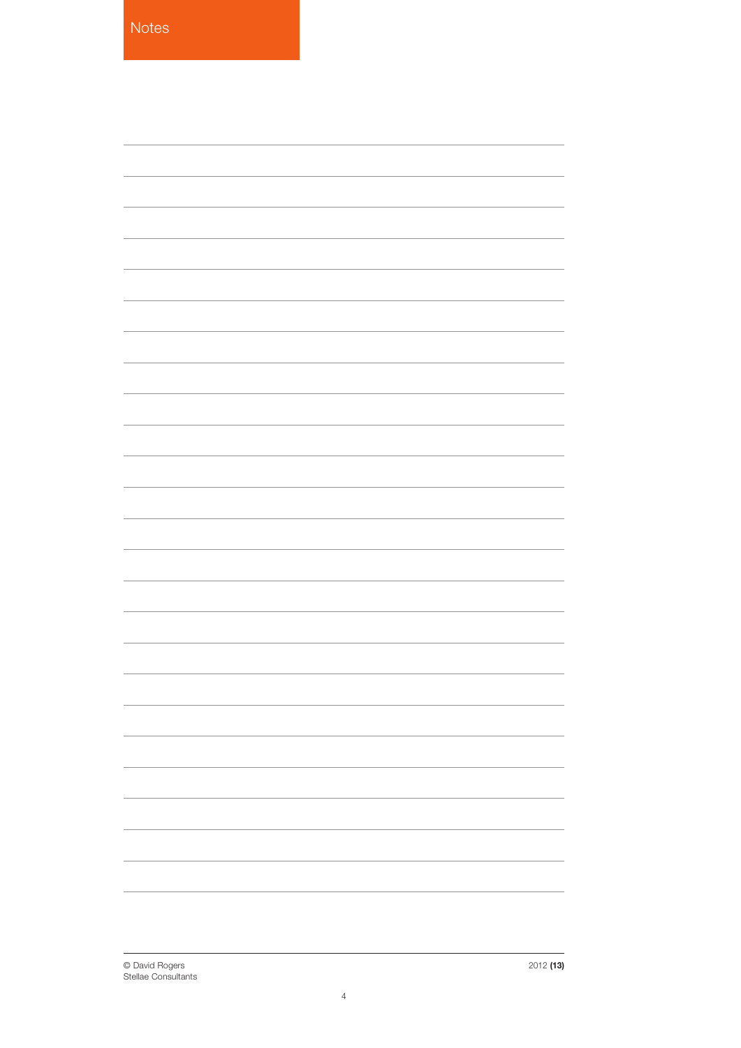# Notes